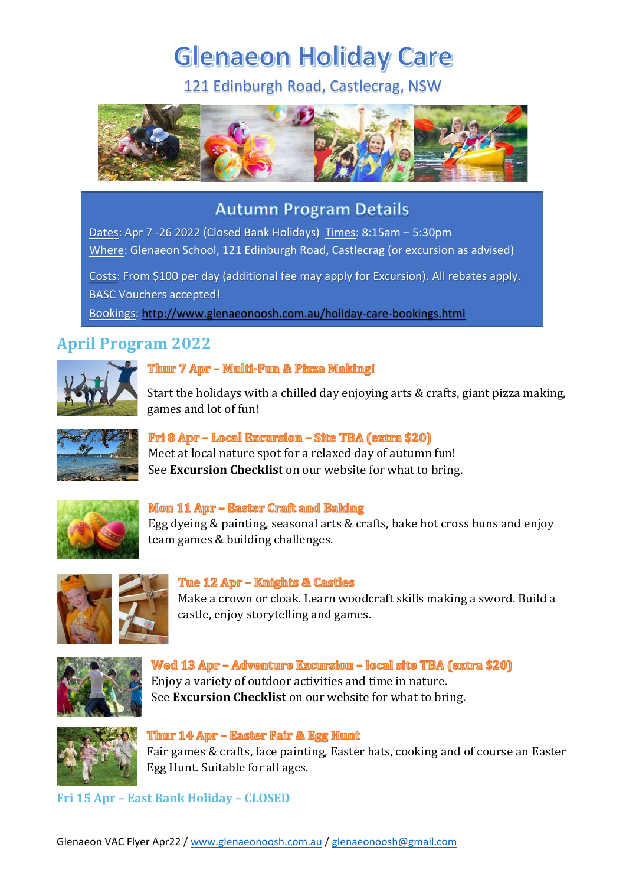# Glenaeon Holiday Care

121 Edinburgh Road, Castlecrag, NSW

## Autumn Program Details

Dates: Apr 7 -26 2022 (Closed Bank Holidays) Times: 8:15am – 5:30pm

Where: Glenaeon School, 121 Edinburgh Road, Castlecrag (or excursion as advised)

Costs: From $100 per day (additional fee may apply for Excursion). All rebates apply. BASC Vouchers accepted!

Bookings: http://www.glenaeonoosh.com.au/holiday-care-bookings.html

## April Program 2022

### Thur 7 Apr – Multi-Fun & Pizza Making!

Start the holidays with a chilled day enjoying arts & crafts, giant pizza making, games and lot of fun!

### Fri 8 Apr – Local Excursion – Site TBA (extra $20)

Meet at local nature spot for a relaxed day of autumn fun!
See **Excursion Checklist** on our website for what to bring.

### Mon 11 Apr – Easter Craft and Baking

Egg dyeing & painting, seasonal arts & crafts, bake hot cross buns and enjoy team games & building challenges.

### Tue 12 Apr – Knights & Castles

Make a crown or cloak. Learn woodcraft skills making a sword. Build a castle, enjoy storytelling and games.

### Wed 13 Apr – Adventure Excursion – local site TBA (extra $20)

Enjoy a variety of outdoor activities and time in nature.
See **Excursion Checklist** on our website for what to bring.

### Thur 14 Apr – Easter Fair & Egg Hunt

Fair games & crafts, face painting, Easter hats, cooking and of course an Easter Egg Hunt. Suitable for all ages.

### Fri 15 Apr – East Bank Holiday – CLOSED

Glenaeon VAC Flyer Apr22 / www.glenaeonoosh.com.au / glenaeonoosh@gmail.com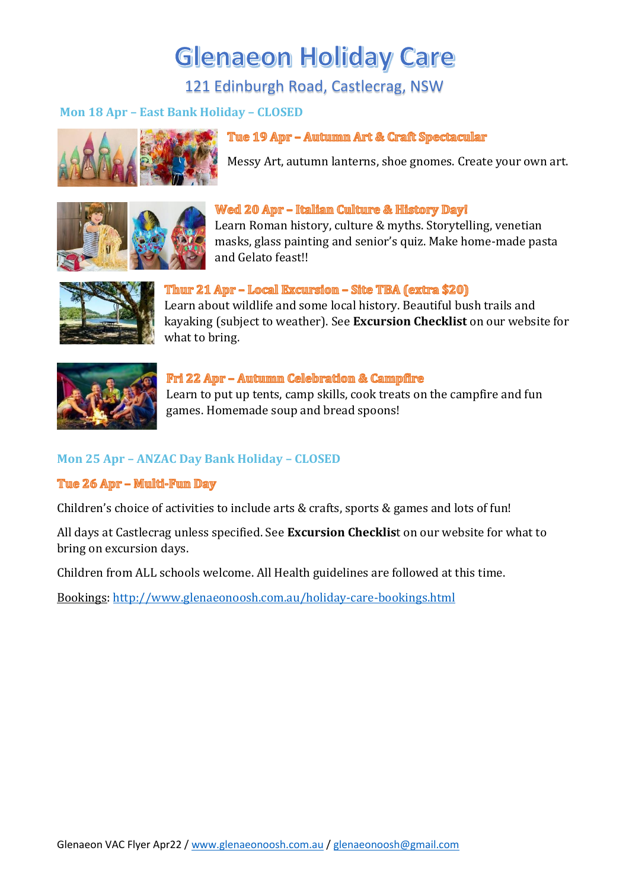# Glenaeon Holiday Care

121 Edinburgh Road, Castlecrag, NSW

### Mon 18 Apr – East Bank Holiday – CLOSED

### Tue 19 Apr – Autumn Art & Craft Spectacular

Messy Art, autumn lanterns, shoe gnomes. Create your own art.

### Wed 20 Apr – Italian Culture & History Day!

Learn Roman history, culture & myths. Storytelling, venetian masks, glass painting and senior's quiz. Make home-made pasta and Gelato feast!!

### Thur 21 Apr – Local Excursion – Site TBA (extra $20)

Learn about wildlife and some local history. Beautiful bush trails and kayaking (subject to weather). See **Excursion Checklist** on our website for what to bring.

### Fri 22 Apr – Autumn Celebration & Campfire

Learn to put up tents, camp skills, cook treats on the campfire and fun games. Homemade soup and bread spoons!

### Mon 25 Apr – ANZAC Day Bank Holiday – CLOSED

### Tue 26 Apr – Multi-Fun Day

Children's choice of activities to include arts & crafts, sports & games and lots of fun!

All days at Castlecrag unless specified. See **Excursion Checklist** on our website for what to bring on excursion days.

Children from ALL schools welcome. All Health guidelines are followed at this time.

Bookings: http://www.glenaeonoosh.com.au/holiday-care-bookings.html

Glenaeon VAC Flyer Apr22 / www.glenaeonoosh.com.au / glenaeonoosh@gmail.com